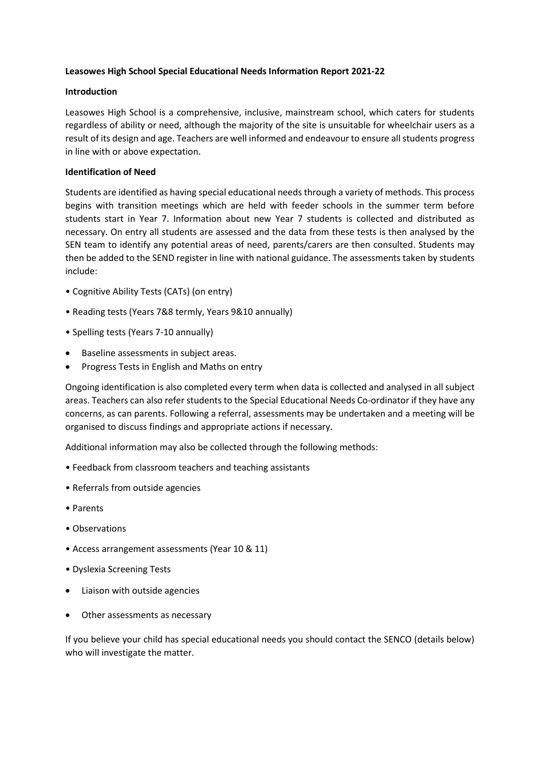**Leasowes High School Special Educational Needs Information Report 2021-22**

**Introduction**

Leasowes High School is a comprehensive, inclusive, mainstream school, which caters for students regardless of ability or need, although the majority of the site is unsuitable for wheelchair users as a result of its design and age. Teachers are well informed and endeavour to ensure all students progress in line with or above expectation.

**Identification of Need**

Students are identified as having special educational needs through a variety of methods. This process begins with transition meetings which are held with feeder schools in the summer term before students start in Year 7. Information about new Year 7 students is collected and distributed as necessary. On entry all students are assessed and the data from these tests is then analysed by the SEN team to identify any potential areas of need, parents/carers are then consulted. Students may then be added to the SEND register in line with national guidance. The assessments taken by students include:

- Cognitive Ability Tests (CATs) (on entry)
- Reading tests (Years 7&8 termly, Years 9&10 annually)
- Spelling tests (Years 7-10 annually)
- Baseline assessments in subject areas.
- Progress Tests in English and Maths on entry

Ongoing identification is also completed every term when data is collected and analysed in all subject areas. Teachers can also refer students to the Special Educational Needs Co-ordinator if they have any concerns, as can parents. Following a referral, assessments may be undertaken and a meeting will be organised to discuss findings and appropriate actions if necessary.

Additional information may also be collected through the following methods:

- Feedback from classroom teachers and teaching assistants
- Referrals from outside agencies
- Parents
- Observations
- Access arrangement assessments (Year 10 & 11)
- Dyslexia Screening Tests
- Liaison with outside agencies
- Other assessments as necessary

If you believe your child has special educational needs you should contact the SENCO (details below) who will investigate the matter.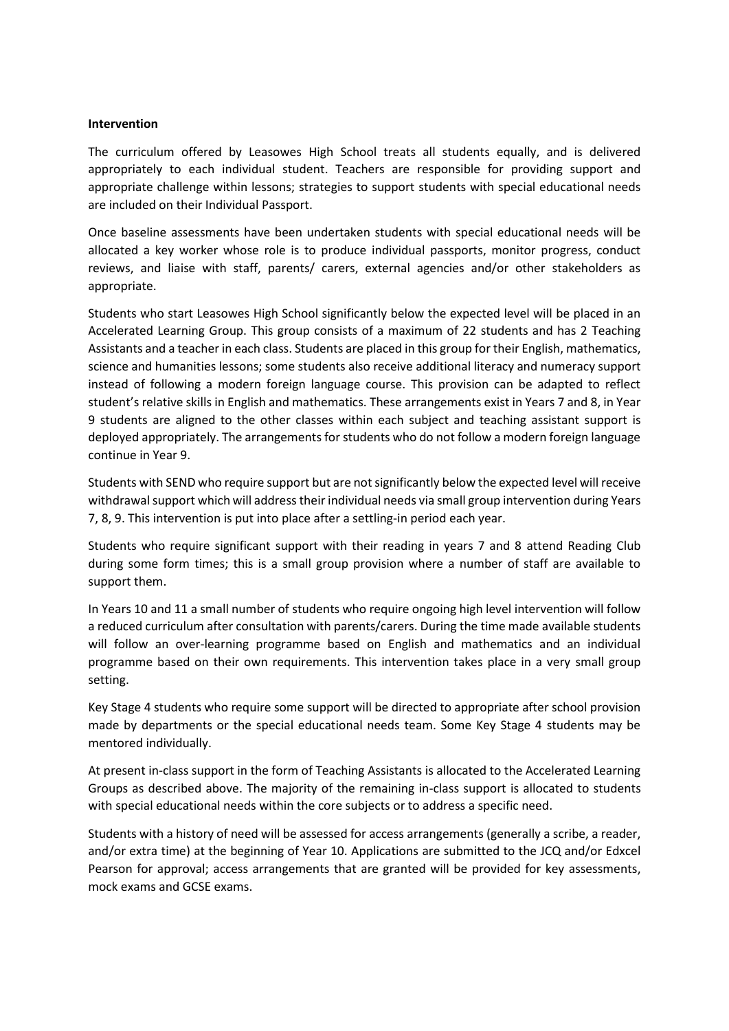**Intervention**

The curriculum offered by Leasowes High School treats all students equally, and is delivered appropriately to each individual student. Teachers are responsible for providing support and appropriate challenge within lessons; strategies to support students with special educational needs are included on their Individual Passport.

Once baseline assessments have been undertaken students with special educational needs will be allocated a key worker whose role is to produce individual passports, monitor progress, conduct reviews, and liaise with staff, parents/ carers, external agencies and/or other stakeholders as appropriate.

Students who start Leasowes High School significantly below the expected level will be placed in an Accelerated Learning Group. This group consists of a maximum of 22 students and has 2 Teaching Assistants and a teacher in each class. Students are placed in this group for their English, mathematics, science and humanities lessons; some students also receive additional literacy and numeracy support instead of following a modern foreign language course. This provision can be adapted to reflect student's relative skills in English and mathematics. These arrangements exist in Years 7 and 8, in Year 9 students are aligned to the other classes within each subject and teaching assistant support is deployed appropriately. The arrangements for students who do not follow a modern foreign language continue in Year 9.

Students with SEND who require support but are not significantly below the expected level will receive withdrawal support which will address their individual needs via small group intervention during Years 7, 8, 9. This intervention is put into place after a settling-in period each year.

Students who require significant support with their reading in years 7 and 8 attend Reading Club during some form times; this is a small group provision where a number of staff are available to support them.

In Years 10 and 11 a small number of students who require ongoing high level intervention will follow a reduced curriculum after consultation with parents/carers. During the time made available students will follow an over-learning programme based on English and mathematics and an individual programme based on their own requirements. This intervention takes place in a very small group setting.

Key Stage 4 students who require some support will be directed to appropriate after school provision made by departments or the special educational needs team. Some Key Stage 4 students may be mentored individually.

At present in-class support in the form of Teaching Assistants is allocated to the Accelerated Learning Groups as described above. The majority of the remaining in-class support is allocated to students with special educational needs within the core subjects or to address a specific need.

Students with a history of need will be assessed for access arrangements (generally a scribe, a reader, and/or extra time) at the beginning of Year 10. Applications are submitted to the JCQ and/or Edxcel Pearson for approval; access arrangements that are granted will be provided for key assessments, mock exams and GCSE exams.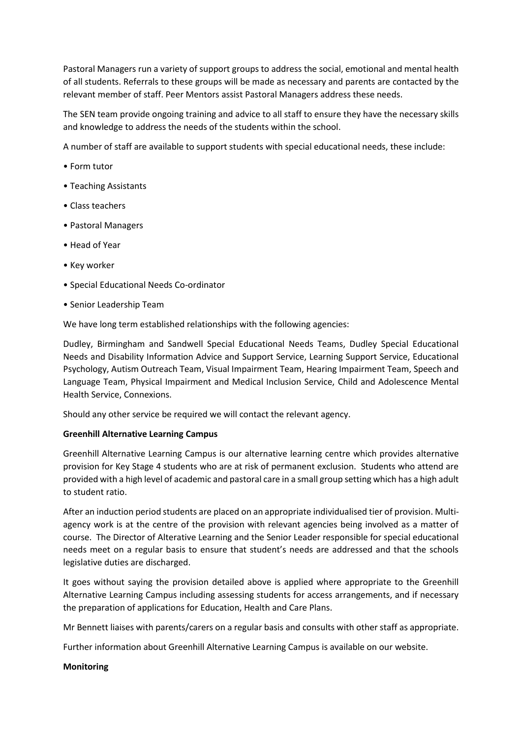Pastoral Managers run a variety of support groups to address the social, emotional and mental health of all students. Referrals to these groups will be made as necessary and parents are contacted by the relevant member of staff. Peer Mentors assist Pastoral Managers address these needs.

The SEN team provide ongoing training and advice to all staff to ensure they have the necessary skills and knowledge to address the needs of the students within the school.

A number of staff are available to support students with special educational needs, these include:

- Form tutor
- Teaching Assistants
- Class teachers
- Pastoral Managers
- Head of Year
- Key worker
- Special Educational Needs Co-ordinator
- Senior Leadership Team

We have long term established relationships with the following agencies:

Dudley, Birmingham and Sandwell Special Educational Needs Teams, Dudley Special Educational Needs and Disability Information Advice and Support Service, Learning Support Service, Educational Psychology, Autism Outreach Team, Visual Impairment Team, Hearing Impairment Team, Speech and Language Team, Physical Impairment and Medical Inclusion Service, Child and Adolescence Mental Health Service, Connexions.

Should any other service be required we will contact the relevant agency.

**Greenhill Alternative Learning Campus**

Greenhill Alternative Learning Campus is our alternative learning centre which provides alternative provision for Key Stage 4 students who are at risk of permanent exclusion. Students who attend are provided with a high level of academic and pastoral care in a small group setting which has a high adult to student ratio.

After an induction period students are placed on an appropriate individualised tier of provision. Multi-agency work is at the centre of the provision with relevant agencies being involved as a matter of course. The Director of Alterative Learning and the Senior Leader responsible for special educational needs meet on a regular basis to ensure that student's needs are addressed and that the schools legislative duties are discharged.

It goes without saying the provision detailed above is applied where appropriate to the Greenhill Alternative Learning Campus including assessing students for access arrangements, and if necessary the preparation of applications for Education, Health and Care Plans.

Mr Bennett liaises with parents/carers on a regular basis and consults with other staff as appropriate.

Further information about Greenhill Alternative Learning Campus is available on our website.

**Monitoring**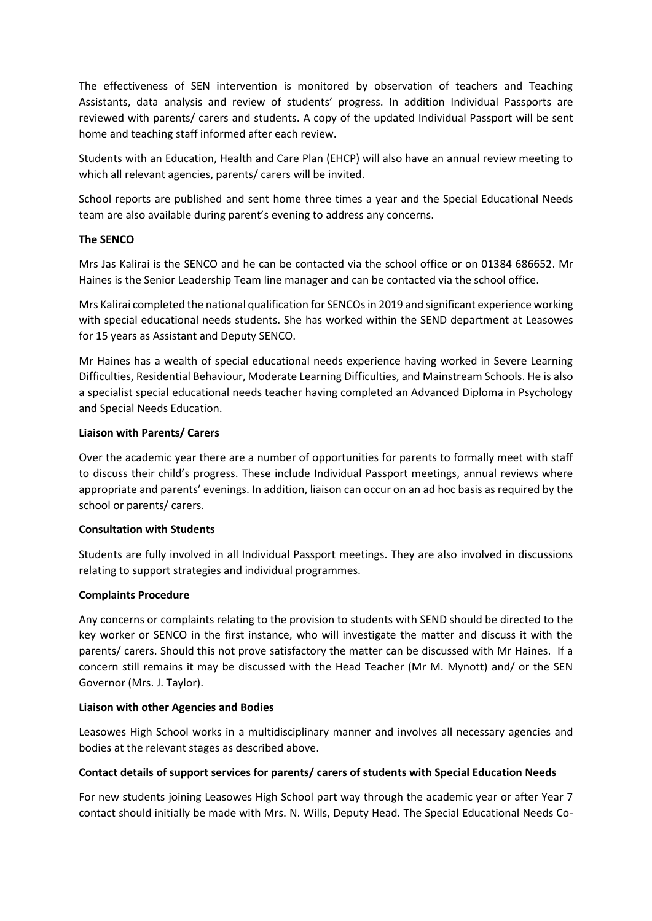The effectiveness of SEN intervention is monitored by observation of teachers and Teaching Assistants, data analysis and review of students' progress. In addition Individual Passports are reviewed with parents/ carers and students. A copy of the updated Individual Passport will be sent home and teaching staff informed after each review.

Students with an Education, Health and Care Plan (EHCP) will also have an annual review meeting to which all relevant agencies, parents/ carers will be invited.

School reports are published and sent home three times a year and the Special Educational Needs team are also available during parent's evening to address any concerns.

**The SENCO**

Mrs Jas Kalirai is the SENCO and he can be contacted via the school office or on 01384 686652. Mr Haines is the Senior Leadership Team line manager and can be contacted via the school office.

Mrs Kalirai completed the national qualification for SENCOs in 2019 and significant experience working with special educational needs students. She has worked within the SEND department at Leasowes for 15 years as Assistant and Deputy SENCO.

Mr Haines has a wealth of special educational needs experience having worked in Severe Learning Difficulties, Residential Behaviour, Moderate Learning Difficulties, and Mainstream Schools. He is also a specialist special educational needs teacher having completed an Advanced Diploma in Psychology and Special Needs Education.

**Liaison with Parents/ Carers**

Over the academic year there are a number of opportunities for parents to formally meet with staff to discuss their child's progress. These include Individual Passport meetings, annual reviews where appropriate and parents' evenings. In addition, liaison can occur on an ad hoc basis as required by the school or parents/ carers.

**Consultation with Students**

Students are fully involved in all Individual Passport meetings. They are also involved in discussions relating to support strategies and individual programmes.

**Complaints Procedure**

Any concerns or complaints relating to the provision to students with SEND should be directed to the key worker or SENCO in the first instance, who will investigate the matter and discuss it with the parents/ carers. Should this not prove satisfactory the matter can be discussed with Mr Haines. If a concern still remains it may be discussed with the Head Teacher (Mr M. Mynott) and/ or the SEN Governor (Mrs. J. Taylor).

**Liaison with other Agencies and Bodies**

Leasowes High School works in a multidisciplinary manner and involves all necessary agencies and bodies at the relevant stages as described above.

**Contact details of support services for parents/ carers of students with Special Education Needs**

For new students joining Leasowes High School part way through the academic year or after Year 7 contact should initially be made with Mrs. N. Wills, Deputy Head. The Special Educational Needs Co-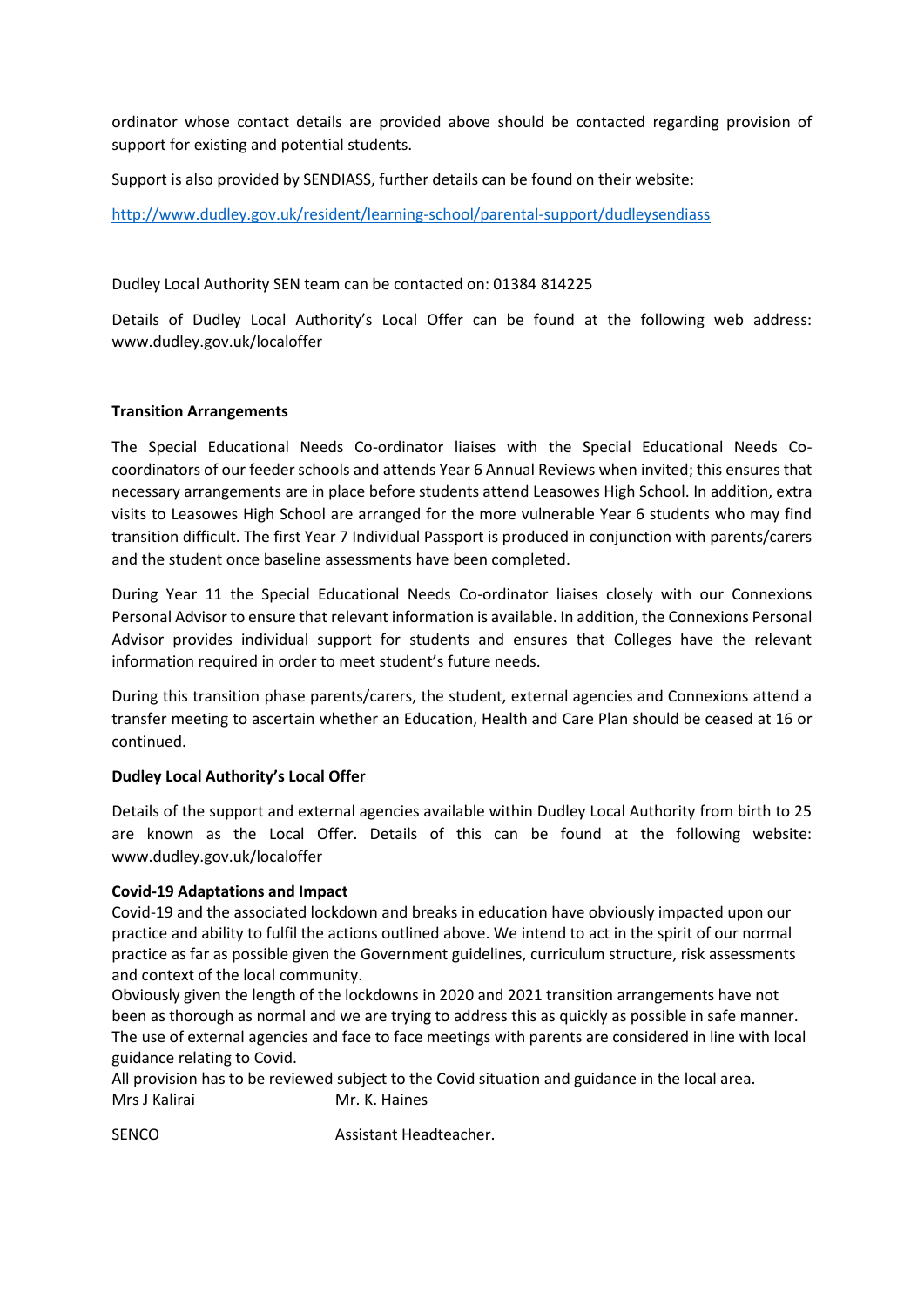ordinator whose contact details are provided above should be contacted regarding provision of support for existing and potential students.

Support is also provided by SENDIASS, further details can be found on their website:

http://www.dudley.gov.uk/resident/learning-school/parental-support/dudleysendiass

Dudley Local Authority SEN team can be contacted on: 01384 814225

Details of Dudley Local Authority's Local Offer can be found at the following web address: www.dudley.gov.uk/localoffer

**Transition Arrangements**

The Special Educational Needs Co-ordinator liaises with the Special Educational Needs Co-coordinators of our feeder schools and attends Year 6 Annual Reviews when invited; this ensures that necessary arrangements are in place before students attend Leasowes High School. In addition, extra visits to Leasowes High School are arranged for the more vulnerable Year 6 students who may find transition difficult. The first Year 7 Individual Passport is produced in conjunction with parents/carers and the student once baseline assessments have been completed.

During Year 11 the Special Educational Needs Co-ordinator liaises closely with our Connexions Personal Advisor to ensure that relevant information is available. In addition, the Connexions Personal Advisor provides individual support for students and ensures that Colleges have the relevant information required in order to meet student's future needs.

During this transition phase parents/carers, the student, external agencies and Connexions attend a transfer meeting to ascertain whether an Education, Health and Care Plan should be ceased at 16 or continued.

**Dudley Local Authority's Local Offer**

Details of the support and external agencies available within Dudley Local Authority from birth to 25 are known as the Local Offer. Details of this can be found at the following website: www.dudley.gov.uk/localoffer

**Covid-19 Adaptations and Impact**

Covid-19 and the associated lockdown and breaks in education have obviously impacted upon our practice and ability to fulfil the actions outlined above. We intend to act in the spirit of our normal practice as far as possible given the Government guidelines, curriculum structure, risk assessments and context of the local community.

Obviously given the length of the lockdowns in 2020 and 2021 transition arrangements have not been as thorough as normal and we are trying to address this as quickly as possible in safe manner.

The use of external agencies and face to face meetings with parents are considered in line with local guidance relating to Covid.

All provision has to be reviewed subject to the Covid situation and guidance in the local area.

Mrs J Kalirai — SENCO

Mr. K. Haines — Assistant Headteacher.